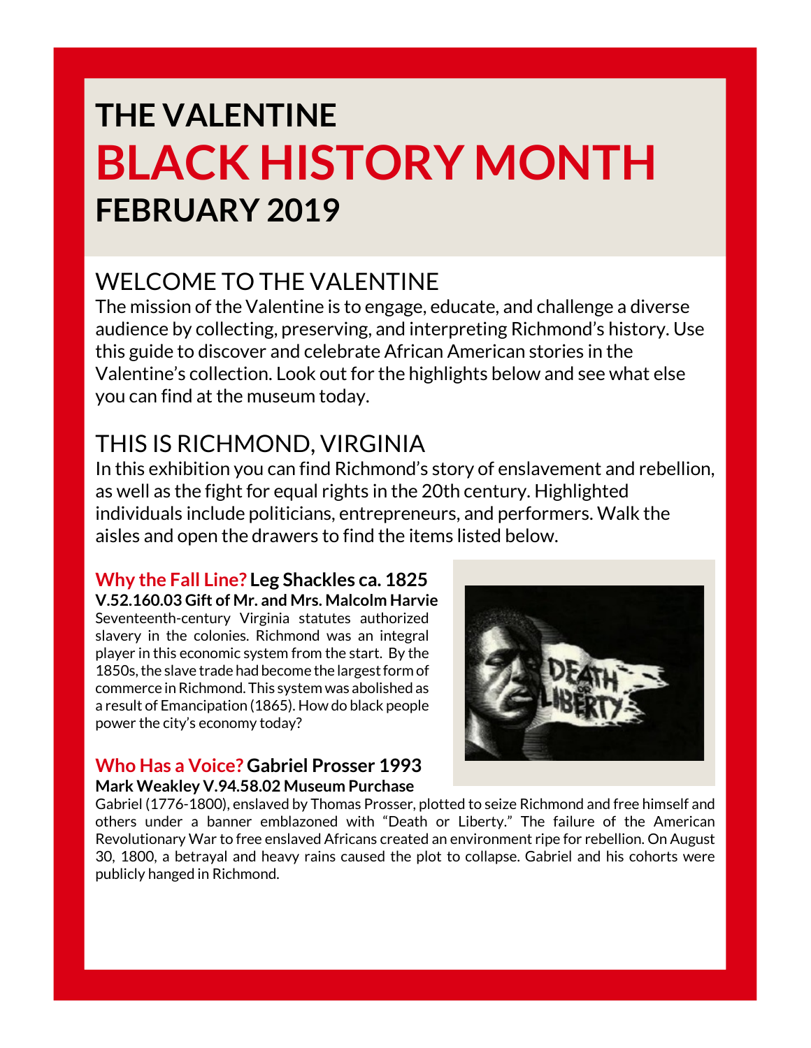# THE VALENTINE
# BLACK HISTORY MONTH
## FEBRUARY 2019

## WELCOME TO THE VALENTINE

The mission of the Valentine is to engage, educate, and challenge a diverse audience by collecting, preserving, and interpreting Richmond's history. Use this guide to discover and celebrate African American stories in the Valentine's collection. Look out for the highlights below and see what else you can find at the museum today.

## THIS IS RICHMOND, VIRGINIA

In this exhibition you can find Richmond's story of enslavement and rebellion, as well as the fight for equal rights in the 20th century. Highlighted individuals include politicians, entrepreneurs, and performers. Walk the aisles and open the drawers to find the items listed below.

### Why the Fall Line? Leg Shackles ca. 1825

**V.52.160.03 Gift of Mr. and Mrs. Malcolm Harvie**

Seventeenth-century Virginia statutes authorized slavery in the colonies. Richmond was an integral player in this economic system from the start. By the 1850s, the slave trade had become the largest form of commerce in Richmond. This system was abolished as a result of Emancipation (1865). How do black people power the city's economy today?

### Who Has a Voice? Gabriel Prosser 1993

**Mark Weakley V.94.58.02 Museum Purchase**

Gabriel (1776-1800), enslaved by Thomas Prosser, plotted to seize Richmond and free himself and others under a banner emblazoned with "Death or Liberty." The failure of the American Revolutionary War to free enslaved Africans created an environment ripe for rebellion. On August 30, 1800, a betrayal and heavy rains caused the plot to collapse. Gabriel and his cohorts were publicly hanged in Richmond.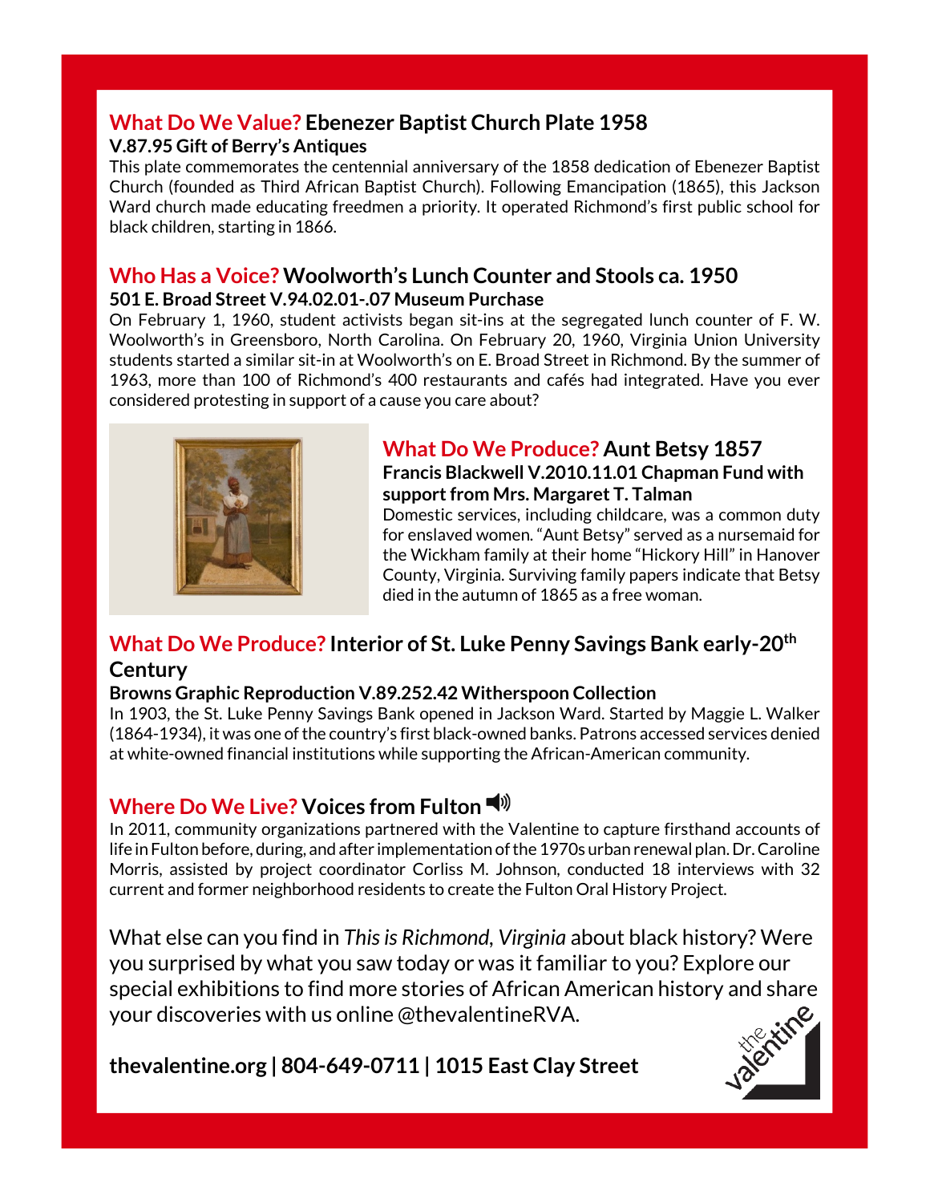### **What Do We Value?** Ebenezer Baptist Church Plate 1958

**V.87.95 Gift of Berry's Antiques**

This plate commemorates the centennial anniversary of the 1858 dedication of Ebenezer Baptist Church (founded as Third African Baptist Church). Following Emancipation (1865), this Jackson Ward church made educating freedmen a priority. It operated Richmond's first public school for black children, starting in 1866.

### **Who Has a Voice?** Woolworth's Lunch Counter and Stools ca. 1950

**501 E. Broad Street V.94.02.01-.07 Museum Purchase**

On February 1, 1960, student activists began sit-ins at the segregated lunch counter of F. W. Woolworth's in Greensboro, North Carolina. On February 20, 1960, Virginia Union University students started a similar sit-in at Woolworth's on E. Broad Street in Richmond. By the summer of 1963, more than 100 of Richmond's 400 restaurants and cafés had integrated. Have you ever considered protesting in support of a cause you care about?

### **What Do We Produce?** Aunt Betsy 1857

**Francis Blackwell V.2010.11.01 Chapman Fund with support from Mrs. Margaret T. Talman**

Domestic services, including childcare, was a common duty for enslaved women. "Aunt Betsy" served as a nursemaid for the Wickham family at their home "Hickory Hill" in Hanover County, Virginia. Surviving family papers indicate that Betsy died in the autumn of 1865 as a free woman.

### **What Do We Produce?** Interior of St. Luke Penny Savings Bank early-20th Century

**Browns Graphic Reproduction V.89.252.42 Witherspoon Collection**

In 1903, the St. Luke Penny Savings Bank opened in Jackson Ward. Started by Maggie L. Walker (1864-1934), it was one of the country's first black-owned banks. Patrons accessed services denied at white-owned financial institutions while supporting the African-American community.

### **Where Do We Live?** Voices from Fulton 🔊

In 2011, community organizations partnered with the Valentine to capture firsthand accounts of life in Fulton before, during, and after implementation of the 1970s urban renewal plan. Dr. Caroline Morris, assisted by project coordinator Corliss M. Johnson, conducted 18 interviews with 32 current and former neighborhood residents to create the Fulton Oral History Project.

What else can you find in *This is Richmond, Virginia* about black history? Were you surprised by what you saw today or was it familiar to you? Explore our special exhibitions to find more stories of African American history and share your discoveries with us online @thevalentineRVA.

**thevalentine.org | 804-649-0711 | 1015 East Clay Street**

the valentine